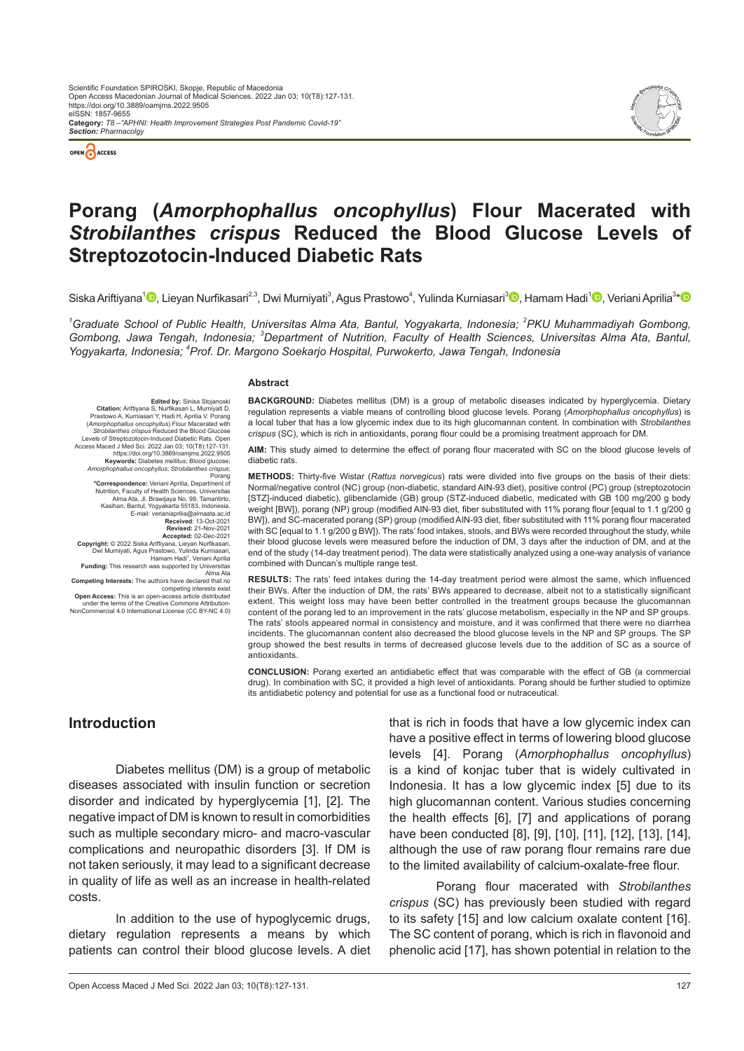# Porang (*Amorphophallus oncophyllus*) Flour Macerated with *Strobilanthes crispus* Reduced the Blood Glucose Levels of Streptozotocin-Induced Diabetic Rats

Siska Ariftiyana[1], Lieyan Nurfikasari[2,3], Dwi Murniyati[3], Agus Prastowo[4], Yulinda Kurniasari[3], Hamam Hadi[1], Veriani Aprilia[3]*

[1]Graduate School of Public Health, Universitas Alma Ata, Bantul, Yogyakarta, Indonesia; [2]PKU Muhammadiyah Gombong, Gombong, Jawa Tengah, Indonesia; [3]Department of Nutrition, Faculty of Health Sciences, Universitas Alma Ata, Bantul, Yogyakarta, Indonesia; [4]Prof. Dr. Margono Soekarjo Hospital, Purwokerto, Jawa Tengah, Indonesia

**Edited by:** Sinisa Stojanoski
**Citation:** Ariftiyana S, Nurfikasari L, Murniyati D, Prastowo A, Kurniasari Y, Hadi H, Aprilia V. Porang (*Amorphophallus oncophyllus*) Flour Macerated with *Strobilanthes crispus* Reduced the Blood Glucose Levels of Streptozotocin-Induced Diabetic Rats. Open Access Maced J Med Sci. 2022 Jan 03; 10(T8):127-131. https://doi.org/10.3889/oamjms.2022.9505
**Keywords:** Diabetes mellitus; Blood glucose; *Amorphophallus oncophyllus*; *Strobilanthes crispus*; Porang
***Correspondence:** Veriani Aprilia, Department of Nutrition, Faculty of Health Sciences, Universitas Alma Ata, Jl. Brawijaya No. 99, Tamantirto, Kasihan, Bantul, Yogyakarta 55183, Indonesia. E-mail: veriania​prilia@almaata.ac.id
**Received:** 13-Oct-2021
**Revised:** 21-Nov-2021
**Accepted:** 02-Dec-2021
**Copyright:** © 2022 Siska Ariftiyana, Lieyan Nurfikasari, Dwi Murniyati, Agus Prastowo, Yulinda Kurniasari, Hamam Hadi[1], Veriani Aprilia
**Funding:** This research was supported by Universitas Alma Ata
**Competing Interests:** The authors have declared that no competing interests exist
**Open Access:** This is an open-access article distributed under the terms of the Creative Commons Attribution-NonCommercial 4.0 International License (CC BY-NC 4.0)

## Abstract

**BACKGROUND:** Diabetes mellitus (DM) is a group of metabolic diseases indicated by hyperglycemia. Dietary regulation represents a viable means of controlling blood glucose levels. Porang (*Amorphophallus oncophyllus*) is a local tuber that has a low glycemic index due to its high glucomannan content. In combination with *Strobilanthes crispus* (SC), which is rich in antioxidants, porang flour could be a promising treatment approach for DM.

**AIM:** This study aimed to determine the effect of porang flour macerated with SC on the blood glucose levels of diabetic rats.

**METHODS:** Thirty-five Wistar (*Rattus norvegicus*) rats were divided into five groups on the basis of their diets: Normal/negative control (NC) group (non-diabetic, standard AIN-93 diet), positive control (PC) group (streptozotocin [STZ]-induced diabetic), glibenclamide (GB) group (STZ-induced diabetic, medicated with GB 100 mg/200 g body weight [BW]), porang (NP) group (modified AIN-93 diet, fiber substituted with 11% porang flour [equal to 1.1 g/200 g BW]), and SC-macerated porang (SP) group (modified AIN-93 diet, fiber substituted with 11% porang flour macerated with SC [equal to 1.1 g/200 g BW]). The rats' food intakes, stools, and BWs were recorded throughout the study, while their blood glucose levels were measured before the induction of DM, 3 days after the induction of DM, and at the end of the study (14-day treatment period). The data were statistically analyzed using a one-way analysis of variance combined with Duncan's multiple range test.

**RESULTS:** The rats' feed intakes during the 14-day treatment period were almost the same, which influenced their BWs. After the induction of DM, the rats' BWs appeared to decrease, albeit not to a statistically significant extent. This weight loss may have been better controlled in the treatment groups because the glucomannan content of the porang led to an improvement in the rats' glucose metabolism, especially in the NP and SP groups. The rats' stools appeared normal in consistency and moisture, and it was confirmed that there were no diarrhea incidents. The glucomannan content also decreased the blood glucose levels in the NP and SP groups. The SP group showed the best results in terms of decreased glucose levels due to the addition of SC as a source of antioxidants.

**CONCLUSION:** Porang exerted an antidiabetic effect that was comparable with the effect of GB (a commercial drug). In combination with SC, it provided a high level of antioxidants. Porang should be further studied to optimize its antidiabetic potency and potential for use as a functional food or nutraceutical.

## Introduction

Diabetes mellitus (DM) is a group of metabolic diseases associated with insulin function or secretion disorder and indicated by hyperglycemia [1], [2]. The negative impact of DM is known to result in comorbidities such as multiple secondary micro- and macro-vascular complications and neuropathic disorders [3]. If DM is not taken seriously, it may lead to a significant decrease in quality of life as well as an increase in health-related costs.

In addition to the use of hypoglycemic drugs, dietary regulation represents a means by which patients can control their blood glucose levels. A diet that is rich in foods that have a low glycemic index can have a positive effect in terms of lowering blood glucose levels [4]. Porang (*Amorphophallus oncophyllus*) is a kind of konjac tuber that is widely cultivated in Indonesia. It has a low glycemic index [5] due to its high glucomannan content. Various studies concerning the health effects [6], [7] and applications of porang have been conducted [8], [9], [10], [11], [12], [13], [14], although the use of raw porang flour remains rare due to the limited availability of calcium-oxalate-free flour.

Porang flour macerated with *Strobilanthes crispus* (SC) has previously been studied with regard to its safety [15] and low calcium oxalate content [16]. The SC content of porang, which is rich in flavonoid and phenolic acid [17], has shown potential in relation to the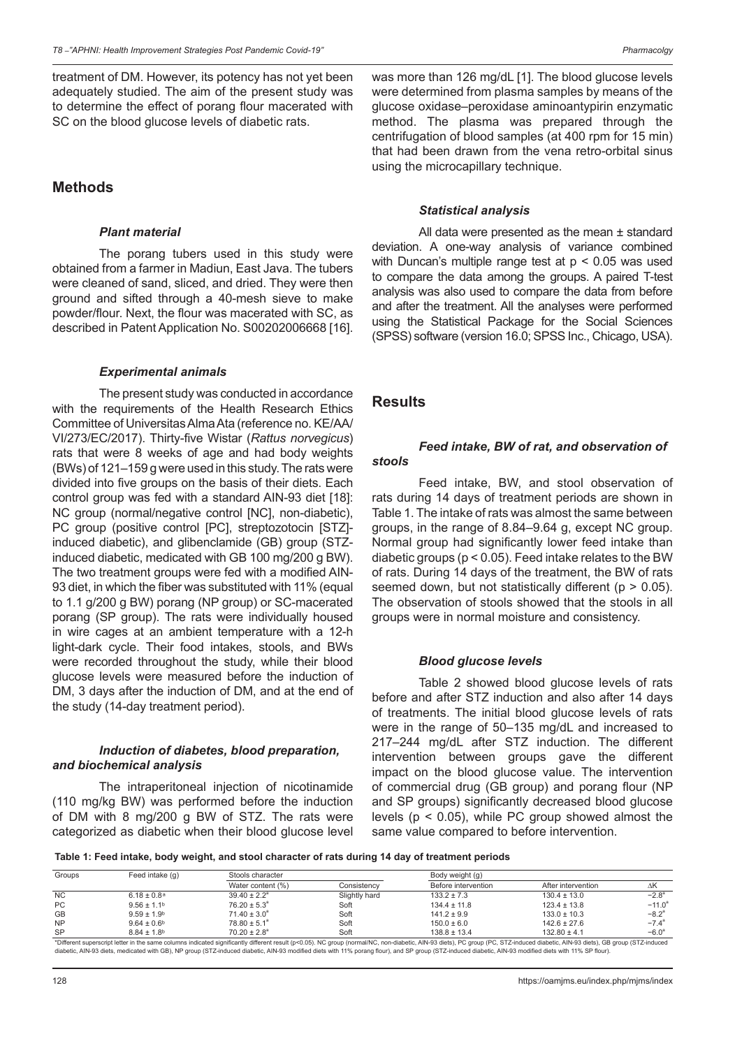treatment of DM. However, its potency has not yet been adequately studied. The aim of the present study was to determine the effect of porang flour macerated with SC on the blood glucose levels of diabetic rats.

## Methods

### *Plant material*

The porang tubers used in this study were obtained from a farmer in Madiun, East Java. The tubers were cleaned of sand, sliced, and dried. They were then ground and sifted through a 40-mesh sieve to make powder/flour. Next, the flour was macerated with SC, as described in Patent Application No. S00202006668 [16].

### *Experimental animals*

The present study was conducted in accordance with the requirements of the Health Research Ethics Committee of Universitas Alma Ata (reference no. KE/AA/VI/273/EC/2017). Thirty-five Wistar (*Rattus norvegicus*) rats that were 8 weeks of age and had body weights (BWs) of 121–159 g were used in this study. The rats were divided into five groups on the basis of their diets. Each control group was fed with a standard AIN-93 diet [18]: NC group (normal/negative control [NC], non-diabetic), PC group (positive control [PC], streptozotocin [STZ]-induced diabetic), and glibenclamide (GB) group (STZ-induced diabetic, medicated with GB 100 mg/200 g BW). The two treatment groups were fed with a modified AIN-93 diet, in which the fiber was substituted with 11% (equal to 1.1 g/200 g BW) porang (NP group) or SC-macerated porang (SP group). The rats were individually housed in wire cages at an ambient temperature with a 12-h light-dark cycle. Their food intakes, stools, and BWs were recorded throughout the study, while their blood glucose levels were measured before the induction of DM, 3 days after the induction of DM, and at the end of the study (14-day treatment period).

### *Induction of diabetes, blood preparation, and biochemical analysis*

The intraperitoneal injection of nicotinamide (110 mg/kg BW) was performed before the induction of DM with 8 mg/200 g BW of STZ. The rats were categorized as diabetic when their blood glucose level was more than 126 mg/dL [1]. The blood glucose levels were determined from plasma samples by means of the glucose oxidase–peroxidase aminoantypirin enzymatic method. The plasma was prepared through the centrifugation of blood samples (at 400 rpm for 15 min) that had been drawn from the vena retro-orbital sinus using the microcapillary technique.

### *Statistical analysis*

All data were presented as the mean ± standard deviation. A one-way analysis of variance combined with Duncan's multiple range test at $p < 0.05$ was used to compare the data among the groups. A paired T-test analysis was also used to compare the data from before and after the treatment. All the analyses were performed using the Statistical Package for the Social Sciences (SPSS) software (version 16.0; SPSS Inc., Chicago, USA).

## Results

### *Feed intake, BW of rat, and observation of stools*

Feed intake, BW, and stool observation of rats during 14 days of treatment periods are shown in Table 1. The intake of rats was almost the same between groups, in the range of 8.84–9.64 g, except NC group. Normal group had significantly lower feed intake than diabetic groups ($p < 0.05$). Feed intake relates to the BW of rats. During 14 days of the treatment, the BW of rats seemed down, but not statistically different ($p > 0.05$). The observation of stools showed that the stools in all groups were in normal moisture and consistency.

### *Blood glucose levels*

Table 2 showed blood glucose levels of rats before and after STZ induction and also after 14 days of treatments. The initial blood glucose levels of rats were in the range of 50–135 mg/dL and increased to 217–244 mg/dL after STZ induction. The different intervention between groups gave the different impact on the blood glucose value. The intervention of commercial drug (GB group) and porang flour (NP and SP groups) significantly decreased blood glucose levels ($p < 0.05$), while PC group showed almost the same value compared to before intervention.

**Table 1: Feed intake, body weight, and stool character of rats during 14 day of treatment periods**

| Groups | Feed intake (g) | Stools character | | Body weight (g) | | |
|---|---|---|---|---|---|---|
| | | Water content (%) | Consistency | Before intervention | After intervention | ΔK |
| NC | 6.18 ± 0.8[a] | 39.40 ± 2.2[a] | Slightly hard | 133.2 ± 7.3 | 130.4 ± 13.0 | −2.8[a] |
| PC | 9.56 ± 1.1[b] | 76.20 ± 5.3[a] | Soft | 134.4 ± 11.8 | 123.4 ± 13.8 | −11.0[a] |
| GB | 9.59 ± 1.9[b] | 71.40 ± 3.0[a] | Soft | 141.2 ± 9.9 | 133.0 ± 10.3 | −8.2[a] |
| NP | 9.64 ± 0.6[b] | 78.80 ± 5.1[a] | Soft | 150.0 ± 6.0 | 142.6 ± 27.6 | −7.4[a] |
| SP | 8.84 ± 1.8[b] | 70.20 ± 2.8[a] | Soft | 138.8 ± 13.4 | 132.80 ± 4.1 | −6.0[a] |

*Different superscript letter in the same columns indicated significantly different result (p<0.05). NC group (normal/NC, non-diabetic, AIN-93 diets), PC group (PC, STZ-induced diabetic, AIN-93 diets), GB group (STZ-induced diabetic, AIN-93 diets, medicated with GB), NP group (STZ-induced diabetic, AIN-93 modified diets with 11% porang flour), and SP group (STZ-induced diabetic, AIN-93 modified diets with 11% SP flour).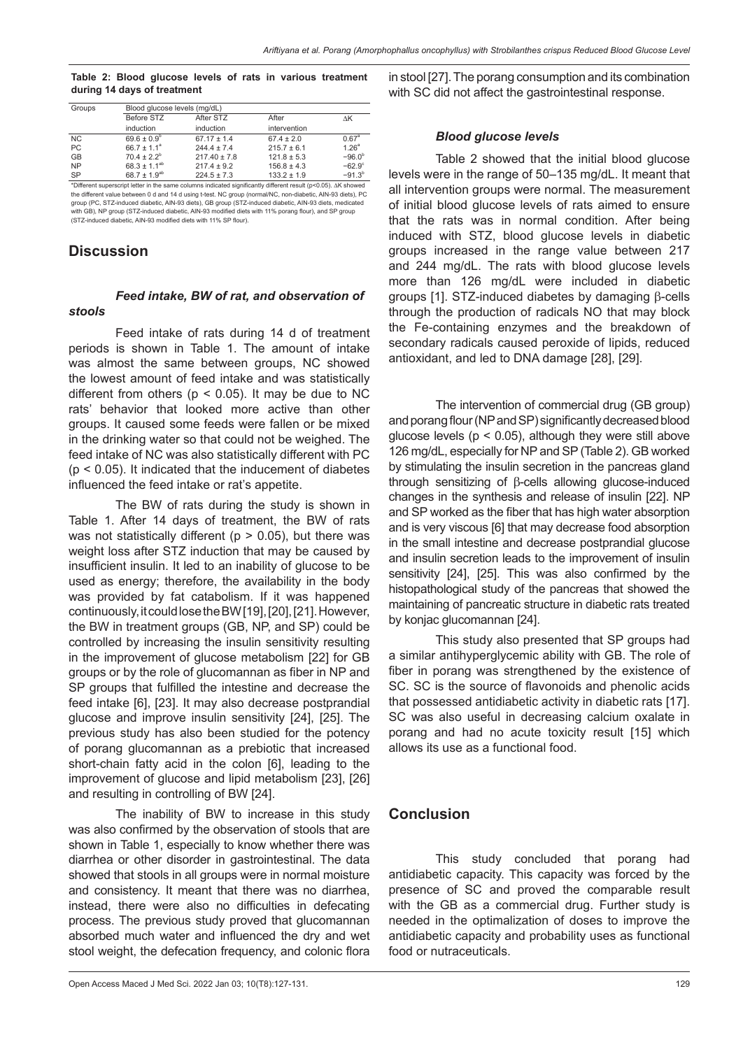**Table 2: Blood glucose levels of rats in various treatment during 14 days of treatment**

| Groups | Blood glucose levels (mg/dL) | | | |
|---|---|---|---|---|
| | Before STZ induction | After STZ induction | After intervention | ΔK |
| NC | $69.6 \pm 0.9^{b}$ | $67.17 \pm 1.4$ | $67.4 \pm 2.0$ | $0.67^{a}$ |
| PC | $66.7 \pm 1.1^{a}$ | $244.4 \pm 7.4$ | $215.7 \pm 6.1$ | $1.26^{a}$ |
| GB | $70.4 \pm 2.2^{b}$ | $217.40 \pm 7.8$ | $121.8 \pm 5.3$ | $-96.0^{b}$ |
| NP | $68.3 \pm 1.1^{ab}$ | $217.4 \pm 9.2$ | $156.8 \pm 4.3$ | $-62.9^{c}$ |
| SP | $68.7 \pm 1.9^{ab}$ | $224.5 \pm 7.3$ | $133.2 \pm 1.9$ | $-91.3^{b}$ |

*Different superscript letter in the same columns indicated significantly different result ($p<0.05$). ΔK showed the different value between 0 d and 14 d using t-test. NC group (normal/NC, non-diabetic, AIN-93 diets), PC group (PC, STZ-induced diabetic, AIN-93 diets), GB group (STZ-induced diabetic, AIN-93 diets, medicated with GB), NP group (STZ-induced diabetic, AIN-93 modified diets with 11% porang flour), and SP group (STZ-induced diabetic, AIN-93 modified diets with 11% SP flour).

## Discussion

### *Feed intake, BW of rat, and observation of stools*

Feed intake of rats during 14 d of treatment periods is shown in Table 1. The amount of intake was almost the same between groups, NC showed the lowest amount of feed intake and was statistically different from others ($p < 0.05$). It may be due to NC rats' behavior that looked more active than other groups. It caused some feeds were fallen or be mixed in the drinking water so that could not be weighed. The feed intake of NC was also statistically different with PC ($p < 0.05$). It indicated that the inducement of diabetes influenced the feed intake or rat's appetite.

The BW of rats during the study is shown in Table 1. After 14 days of treatment, the BW of rats was not statistically different ($p > 0.05$), but there was weight loss after STZ induction that may be caused by insufficient insulin. It led to an inability of glucose to be used as energy; therefore, the availability in the body was provided by fat catabolism. If it was happened continuously, it could lose the BW [19], [20], [21]. However, the BW in treatment groups (GB, NP, and SP) could be controlled by increasing the insulin sensitivity resulting in the improvement of glucose metabolism [22] for GB groups or by the role of glucomannan as fiber in NP and SP groups that fulfilled the intestine and decrease the feed intake [6], [23]. It may also decrease postprandial glucose and improve insulin sensitivity [24], [25]. The previous study has also been studied for the potency of porang glucomannan as a prebiotic that increased short-chain fatty acid in the colon [6], leading to the improvement of glucose and lipid metabolism [23], [26] and resulting in controlling of BW [24].

The inability of BW to increase in this study was also confirmed by the observation of stools that are shown in Table 1, especially to know whether there was diarrhea or other disorder in gastrointestinal. The data showed that stools in all groups were in normal moisture and consistency. It meant that there was no diarrhea, instead, there were also no difficulties in defecating process. The previous study proved that glucomannan absorbed much water and influenced the dry and wet stool weight, the defecation frequency, and colonic flora in stool [27]. The porang consumption and its combination with SC did not affect the gastrointestinal response.

### *Blood glucose levels*

Table 2 showed that the initial blood glucose levels were in the range of 50–135 mg/dL. It meant that all intervention groups were normal. The measurement of initial blood glucose levels of rats aimed to ensure that the rats was in normal condition. After being induced with STZ, blood glucose levels in diabetic groups increased in the range value between 217 and 244 mg/dL. The rats with blood glucose levels more than 126 mg/dL were included in diabetic groups [1]. STZ-induced diabetes by damaging β-cells through the production of radicals NO that may block the Fe-containing enzymes and the breakdown of secondary radicals caused peroxide of lipids, reduced antioxidant, and led to DNA damage [28], [29].

The intervention of commercial drug (GB group) and porang flour (NP and SP) significantly decreased blood glucose levels ($p < 0.05$), although they were still above 126 mg/dL, especially for NP and SP (Table 2). GB worked by stimulating the insulin secretion in the pancreas gland through sensitizing of β-cells allowing glucose-induced changes in the synthesis and release of insulin [22]. NP and SP worked as the fiber that has high water absorption and is very viscous [6] that may decrease food absorption in the small intestine and decrease postprandial glucose and insulin secretion leads to the improvement of insulin sensitivity [24], [25]. This was also confirmed by the histopathological study of the pancreas that showed the maintaining of pancreatic structure in diabetic rats treated by konjac glucomannan [24].

This study also presented that SP groups had a similar antihyperglycemic ability with GB. The role of fiber in porang was strengthened by the existence of SC. SC is the source of flavonoids and phenolic acids that possessed antidiabetic activity in diabetic rats [17]. SC was also useful in decreasing calcium oxalate in porang and had no acute toxicity result [15] which allows its use as a functional food.

## Conclusion

This study concluded that porang had antidiabetic capacity. This capacity was forced by the presence of SC and proved the comparable result with the GB as a commercial drug. Further study is needed in the optimalization of doses to improve the antidiabetic capacity and probability uses as functional food or nutraceuticals.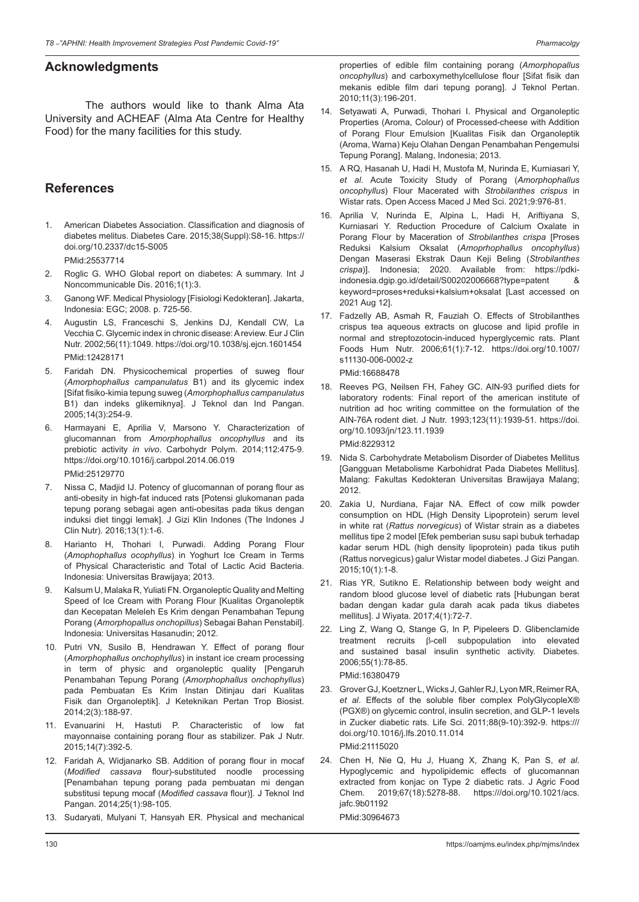## Acknowledgments

The authors would like to thank Alma Ata University and ACHEAF (Alma Ata Centre for Healthy Food) for the many facilities for this study.

## References

1. American Diabetes Association. Classification and diagnosis of diabetes melitus. Diabetes Care. 2015;38(Suppl):S8-16. https://doi.org/10.2337/dc15-S005
   PMid:25537714
2. Roglic G. WHO Global report on diabetes: A summary. Int J Noncommunicable Dis. 2016;1(1):3.
3. Ganong WF. Medical Physiology [Fisiologi Kedokteran]. Jakarta, Indonesia: EGC; 2008. p. 725-56.
4. Augustin LS, Franceschi S, Jenkins DJ, Kendall CW, La Vecchia C. Glycemic index in chronic disease: A review. Eur J Clin Nutr. 2002;56(11):1049. https://doi.org/10.1038/sj.ejcn.1601454
   PMid:12428171
5. Faridah DN. Physicochemical properties of suweg flour (*Amorphophallus campanulatus* B1) and its glycemic index [Sifat fisiko-kimia tepung suweg (*Amorphophallus campanulatus* B1) dan indeks glikemiknya]. J Teknol dan Ind Pangan. 2005;14(3):254-9.
6. Harmayani E, Aprilia V, Marsono Y. Characterization of glucomannan from *Amorphophallus oncophyllus* and its prebiotic activity *in vivo*. Carbohydr Polym. 2014;112:475-9. https://doi.org/10.1016/j.carbpol.2014.06.019
   PMid:25129770
7. Nissa C, Madjid IJ. Potency of glucomannan of porang flour as anti-obesity in high-fat induced rats [Potensi glukomanan pada tepung porang sebagai agen anti-obesitas pada tikus dengan induksi diet tinggi lemak]. J Gizi Klin Indones (The Indones J Clin Nutr). 2016;13(1):1-6.
8. Harianto H, Thohari I, Purwadi. Adding Porang Flour (*Amophophallus ocophyllus*) in Yoghurt Ice Cream in Terms of Physical Characteristic and Total of Lactic Acid Bacteria. Indonesia: Universitas Brawijaya; 2013.
9. Kalsum U, Malaka R, Yuliati FN. Organoleptic Quality and Melting Speed of Ice Cream with Porang Flour [Kualitas Organoleptik dan Kecepatan Meleleh Es Krim dengan Penambahan Tepung Porang (*Amorphopallus onchopillus*) Sebagai Bahan Penstabil]. Indonesia: Universitas Hasanudin; 2012.
10. Putri VN, Susilo B, Hendrawan Y. Effect of porang flour (*Amorphophallus onchophyllus*) in instant ice cream processing in term of physic and organoleptic quality [Pengaruh Penambahan Tepung Porang (*Amorphophallus onchophyllus*) pada Pembuatan Es Krim Instan Ditinjau dari Kualitas Fisik dan Organoleptik]. J Keteknikan Pertan Trop Biosist. 2014;2(3):188-97.
11. Evanuarini H, Hastuti P. Characteristic of low fat mayonnaise containing porang flour as stabilizer. Pak J Nutr. 2015;14(7):392-5.
12. Faridah A, Widjanarko SB. Addition of porang flour in mocaf (*Modified cassava* flour)-substituted noodle processing [Penambahan tepung porang pada pembuatan mi dengan substitusi tepung mocaf (*Modified cassava* flour)]. J Teknol Ind Pangan. 2014;25(1):98-105.
13. Sudaryati, Mulyani T, Hansyah ER. Physical and mechanical properties of edible film containing porang (*Amorphopallus oncophyllus*) and carboxymethylcellulose flour [Sifat fisik dan mekanis edible film dari tepung porang]. J Teknol Pertan. 2010;11(3):196-201.
14. Setyawati A, Purwadi, Thohari I. Physical and Organoleptic Properties (Aroma, Colour) of Processed-cheese with Addition of Porang Flour Emulsion [Kualitas Fisik dan Organoleptik (Aroma, Warna) Keju Olahan Dengan Penambahan Pengemulsi Tepung Porang]. Malang, Indonesia; 2013.
15. A RQ, Hasanah U, Hadi H, Mustofa M, Nurinda E, Kurniasari Y, *et al*. Acute Toxicity Study of Porang (*Amorphophallus oncophyllus*) Flour Macerated with *Strobilanthes crispus* in Wistar rats. Open Access Maced J Med Sci. 2021;9:976-81.
16. Aprilia V, Nurinda E, Alpina L, Hadi H, Ariftiyana S, Kurniasari Y. Reduction Procedure of Calcium Oxalate in Porang Flour by Maceration of *Strobilanthes crispa* [Proses Reduksi Kalsium Oksalat (*Amoprhophallus oncophyllus*) Dengan Maserasi Ekstrak Daun Keji Beling (*Strobilanthes crispa*)]. Indonesia; 2020. Available from: https://pdki-indonesia.dgip.go.id/detail/S00202006668?type=patent & keyword=proses+reduksi+kalsium+oksalat [Last accessed on 2021 Aug 12].
17. Fadzelly AB, Asmah R, Fauziah O. Effects of Strobilanthes crispus tea aqueous extracts on glucose and lipid profile in normal and streptozotocin-induced hyperglycemic rats. Plant Foods Hum Nutr. 2006;61(1):7-12. https://doi.org/10.1007/s11130-006-0002-z
   PMid:16688478
18. Reeves PG, Neilsen FH, Fahey GC. AIN-93 purified diets for laboratory rodents: Final report of the american institute of nutrition ad hoc writing committee on the formulation of the AIN-76A rodent diet. J Nutr. 1993;123(11):1939-51. https://doi.org/10.1093/jn/123.11.1939
   PMid:8229312
19. Nida S. Carbohydrate Metabolism Disorder of Diabetes Mellitus [Gangguan Metabolisme Karbohidrat Pada Diabetes Mellitus]. Malang: Fakultas Kedokteran Universitas Brawijaya Malang; 2012.
20. Zakia U, Nurdiana, Fajar NA. Effect of cow milk powder consumption on HDL (High Density Lipoprotein) serum level in white rat (*Rattus norvegicus*) of Wistar strain as a diabetes mellitus tipe 2 model [Efek pemberian susu sapi bubuk terhadap kadar serum HDL (high density lipoprotein) pada tikus putih (Rattus norvegicus) galur Wistar model diabetes. J Gizi Pangan. 2015;10(1):1-8.
21. Rias YR, Sutikno E. Relationship between body weight and random blood glucose level of diabetic rats [Hubungan berat badan dengan kadar gula darah acak pada tikus diabetes mellitus]. J Wiyata. 2017;4(1):72-7.
22. Ling Z, Wang Q, Stange G, In P, Pipeleers D. Glibenclamide treatment recruits β-cell subpopulation into elevated and sustained basal insulin synthetic activity. Diabetes. 2006;55(1):78-85.
   PMid:16380479
23. Grover GJ, Koetzner L, Wicks J, Gahler RJ, Lyon MR, Reimer RA, *et al*. Effects of the soluble fiber complex PolyGlycopleX® (PGX®) on glycemic control, insulin secretion, and GLP-1 levels in Zucker diabetic rats. Life Sci. 2011;88(9-10):392-9. https:///doi.org/10.1016/j.lfs.2010.11.014
   PMid:21115020
24. Chen H, Nie Q, Hu J, Huang X, Zhang K, Pan S, *et al*. Hypoglycemic and hypolipidemic effects of glucomannan extracted from konjac on Type 2 diabetic rats. J Agric Food Chem. 2019;67(18):5278-88. https:///doi.org/10.1021/acs.jafc.9b01192
   PMid:30964673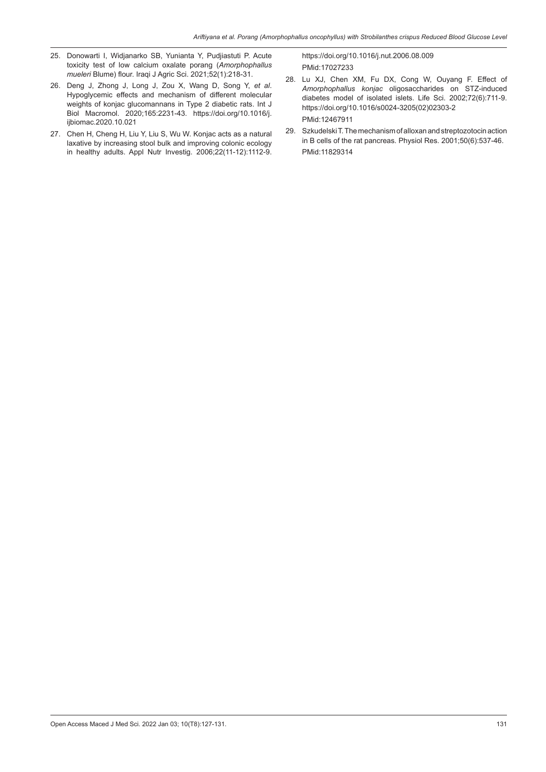25. Donowarti I, Widjanarko SB, Yunianta Y, Pudjiastuti P. Acute toxicity test of low calcium oxalate porang (*Amorphophallus mueleri* Blume) flour. Iraqi J Agric Sci. 2021;52(1):218-31.
26. Deng J, Zhong J, Long J, Zou X, Wang D, Song Y, *et al.* Hypoglycemic effects and mechanism of different molecular weights of konjac glucomannans in Type 2 diabetic rats. Int J Biol Macromol. 2020;165:2231-43. https://doi.org/10.1016/j.ijbiomac.2020.10.021
27. Chen H, Cheng H, Liu Y, Liu S, Wu W. Konjac acts as a natural laxative by increasing stool bulk and improving colonic ecology in healthy adults. Appl Nutr Investig. 2006;22(11-12):1112-9. https://doi.org/10.1016/j.nut.2006.08.009 PMid:17027233
28. Lu XJ, Chen XM, Fu DX, Cong W, Ouyang F. Effect of *Amorphophallus konjac* oligosaccharides on STZ-induced diabetes model of isolated islets. Life Sci. 2002;72(6):711-9. https://doi.org/10.1016/s0024-3205(02)02303-2 PMid:12467911
29. Szkudelski T. The mechanism of alloxan and streptozotocin action in B cells of the rat pancreas. Physiol Res. 2001;50(6):537-46. PMid:11829314